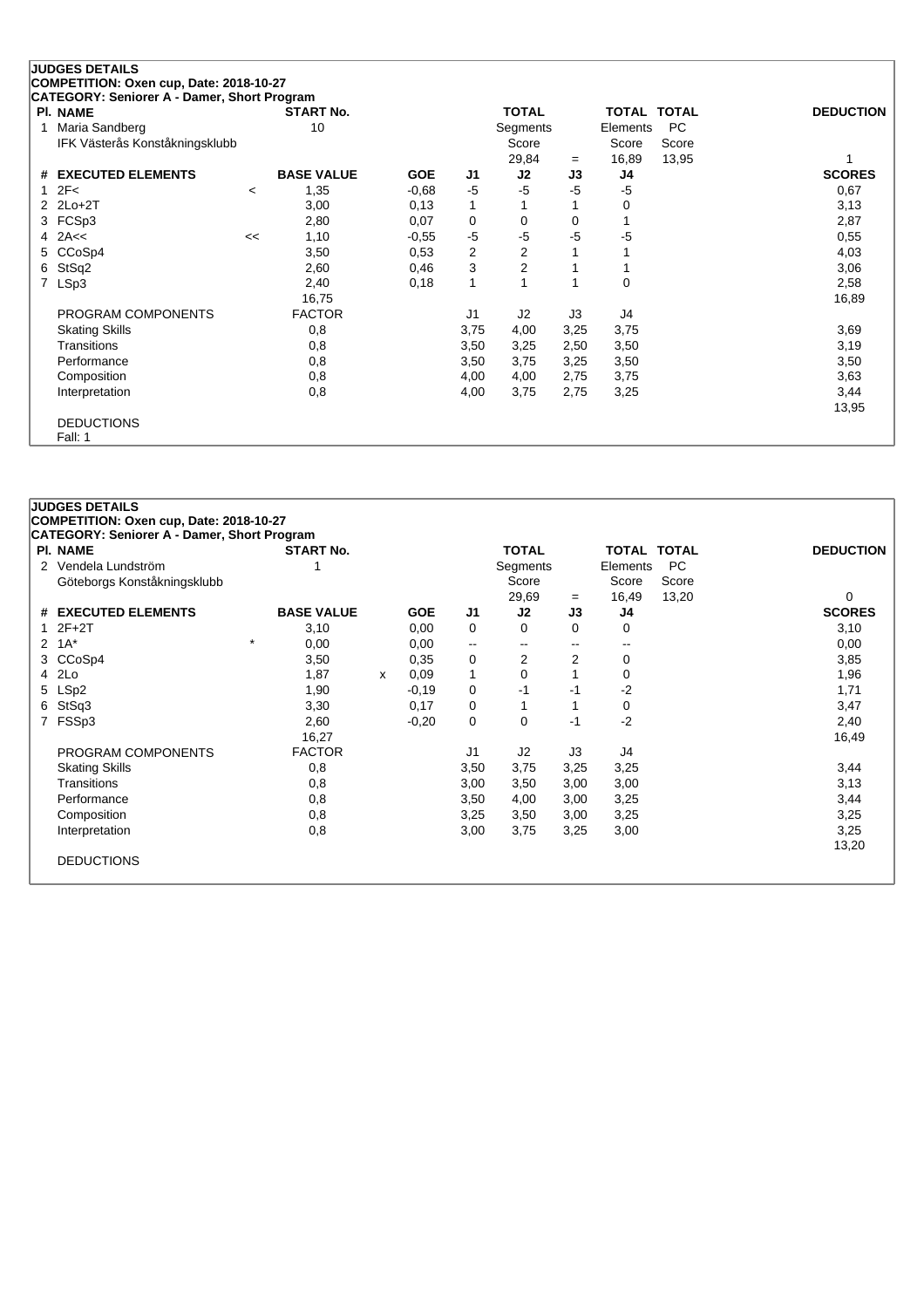**JUDGES DETAILS**

**COMPETITION: Oxen cup, Date: 2018-10-27**

**CATEGORY: Seniorer A - Damer, Short Program**

| Pl. | NAME | START No. | TOTAL Segments Score | = | TOTAL Elements Score | TOTAL PC Score | DEDUCTION |
|---|---|---|---|---|---|---|---|
| 1 | Maria Sandberg, IFK Västerås Konståkningsklubb | 10 | 29,84 | = | 16,89 | 13,95 | 1 |

| # | EXECUTED ELEMENTS | | BASE VALUE | | GOE | J1 | J2 | J3 | J4 | SCORES |
|---|---|---|---|---|---|---|---|---|---|---|
| 1 | 2F< | < | 1,35 | | -0,68 | -5 | -5 | -5 | -5 | 0,67 |
| 2 | 2Lo+2T | | 3,00 | | 0,13 | 1 | 1 | 1 | 0 | 3,13 |
| 3 | FCSp3 | | 2,80 | | 0,07 | 0 | 0 | 0 | 1 | 2,87 |
| 4 | 2A<< | << | 1,10 | | -0,55 | -5 | -5 | -5 | -5 | 0,55 |
| 5 | CCoSp4 | | 3,50 | | 0,53 | 2 | 2 | 1 | 1 | 4,03 |
| 6 | StSq2 | | 2,60 | | 0,46 | 3 | 2 | 1 | 1 | 3,06 |
| 7 | LSp3 | | 2,40 | | 0,18 | 1 | 1 | 1 | 0 | 2,58 |
| | | | 16,75 | | | | | | | 16,89 |

| PROGRAM COMPONENTS | FACTOR | J1 | J2 | J3 | J4 | |
|---|---|---|---|---|---|---|
| Skating Skills | 0,8 | 3,75 | 4,00 | 3,25 | 3,75 | 3,69 |
| Transitions | 0,8 | 3,50 | 3,25 | 2,50 | 3,50 | 3,19 |
| Performance | 0,8 | 3,50 | 3,75 | 3,25 | 3,50 | 3,50 |
| Composition | 0,8 | 4,00 | 4,00 | 2,75 | 3,75 | 3,63 |
| Interpretation | 0,8 | 4,00 | 3,75 | 2,75 | 3,25 | 3,44 |
| | | | | | | 13,95 |

DEDUCTIONS

Fall: 1

---

**JUDGES DETAILS**

**COMPETITION: Oxen cup, Date: 2018-10-27**

**CATEGORY: Seniorer A - Damer, Short Program**

| Pl. | NAME | START No. | TOTAL Segments Score | = | TOTAL Elements Score | TOTAL PC Score | DEDUCTION |
|---|---|---|---|---|---|---|---|
| 2 | Vendela Lundström, Göteborgs Konståkningsklubb | 1 | 29,69 | = | 16,49 | 13,20 | 0 |

| # | EXECUTED ELEMENTS | | BASE VALUE | | GOE | J1 | J2 | J3 | J4 | SCORES |
|---|---|---|---|---|---|---|---|---|---|---|
| 1 | 2F+2T | | 3,10 | | 0,00 | 0 | 0 | 0 | 0 | 3,10 |
| 2 | 1A* | * | 0,00 | | 0,00 | -- | -- | -- | -- | 0,00 |
| 3 | CCoSp4 | | 3,50 | | 0,35 | 0 | 2 | 2 | 0 | 3,85 |
| 4 | 2Lo | | 1,87 | x | 0,09 | 1 | 0 | 1 | 0 | 1,96 |
| 5 | LSp2 | | 1,90 | | -0,19 | 0 | -1 | -1 | -2 | 1,71 |
| 6 | StSq3 | | 3,30 | | 0,17 | 0 | 1 | 1 | 0 | 3,47 |
| 7 | FSSp3 | | 2,60 | | -0,20 | 0 | 0 | -1 | -2 | 2,40 |
| | | | 16,27 | | | | | | | 16,49 |

| PROGRAM COMPONENTS | FACTOR | J1 | J2 | J3 | J4 | |
|---|---|---|---|---|---|---|
| Skating Skills | 0,8 | 3,50 | 3,75 | 3,25 | 3,25 | 3,44 |
| Transitions | 0,8 | 3,00 | 3,50 | 3,00 | 3,00 | 3,13 |
| Performance | 0,8 | 3,50 | 4,00 | 3,00 | 3,25 | 3,44 |
| Composition | 0,8 | 3,25 | 3,50 | 3,00 | 3,25 | 3,25 |
| Interpretation | 0,8 | 3,00 | 3,75 | 3,25 | 3,00 | 3,25 |
| | | | | | | 13,20 |

DEDUCTIONS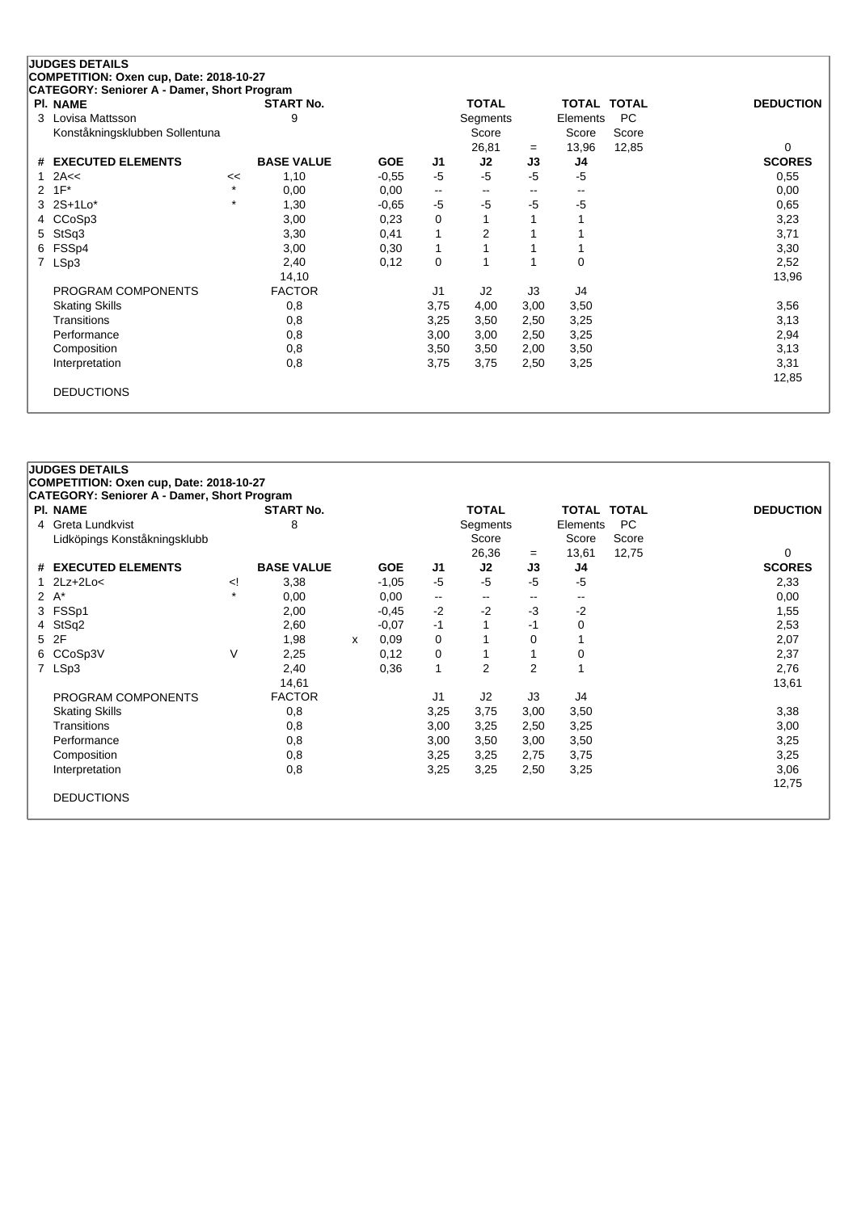## JUDGES DETAILS

**COMPETITION: Oxen cup, Date: 2018-10-27**

**CATEGORY: Seniorer A - Damer, Short Program**

| Pl. | NAME | START No. | TOTAL Segments Score | = | TOTAL Elements Score | TOTAL PC Score | DEDUCTION |
|---|---|---|---|---|---|---|---|
| 3 | Lovisa Mattsson<br>Konståkningsklubben Sollentuna | 9 | 26,81 | = | 13,96 | 12,85 | 0 |

| # | EXECUTED ELEMENTS | | BASE VALUE | | GOE | J1 | J2 | J3 | J4 | SCORES |
|---|---|---|---|---|---|---|---|---|---|---|
| 1 | 2A<< | << | 1,10 | | -0,55 | -5 | -5 | -5 | -5 | 0,55 |
| 2 | 1F* | * | 0,00 | | 0,00 | -- | -- | -- | -- | 0,00 |
| 3 | 2S+1Lo* | * | 1,30 | | -0,65 | -5 | -5 | -5 | -5 | 0,65 |
| 4 | CCoSp3 | | 3,00 | | 0,23 | 0 | 1 | 1 | 1 | 3,23 |
| 5 | StSq3 | | 3,30 | | 0,41 | 1 | 2 | 1 | 1 | 3,71 |
| 6 | FSSp4 | | 3,00 | | 0,30 | 1 | 1 | 1 | 1 | 3,30 |
| 7 | LSp3 | | 2,40 | | 0,12 | 0 | 1 | 1 | 0 | 2,52 |
| | | | 14,10 | | | | | | | 13,96 |

| PROGRAM COMPONENTS | FACTOR | J1 | J2 | J3 | J4 | SCORES |
|---|---|---|---|---|---|---|
| Skating Skills | 0,8 | 3,75 | 4,00 | 3,00 | 3,50 | 3,56 |
| Transitions | 0,8 | 3,25 | 3,50 | 2,50 | 3,25 | 3,13 |
| Performance | 0,8 | 3,00 | 3,00 | 2,50 | 3,25 | 2,94 |
| Composition | 0,8 | 3,50 | 3,50 | 2,00 | 3,50 | 3,13 |
| Interpretation | 0,8 | 3,75 | 3,75 | 2,50 | 3,25 | 3,31 |
| | | | | | | 12,85 |

DEDUCTIONS

## JUDGES DETAILS

**COMPETITION: Oxen cup, Date: 2018-10-27**

**CATEGORY: Seniorer A - Damer, Short Program**

| Pl. | NAME | START No. | TOTAL Segments Score | = | TOTAL Elements Score | TOTAL PC Score | DEDUCTION |
|---|---|---|---|---|---|---|---|
| 4 | Greta Lundkvist<br>Lidköpings Konståkningsklubb | 8 | 26,36 | = | 13,61 | 12,75 | 0 |

| # | EXECUTED ELEMENTS | | BASE VALUE | | GOE | J1 | J2 | J3 | J4 | SCORES |
|---|---|---|---|---|---|---|---|---|---|---|
| 1 | 2Lz+2Lo< | <! | 3,38 | | -1,05 | -5 | -5 | -5 | -5 | 2,33 |
| 2 | A* | * | 0,00 | | 0,00 | -- | -- | -- | -- | 0,00 |
| 3 | FSSp1 | | 2,00 | | -0,45 | -2 | -2 | -3 | -2 | 1,55 |
| 4 | StSq2 | | 2,60 | | -0,07 | -1 | 1 | -1 | 0 | 2,53 |
| 5 | 2F | | 1,98 | x | 0,09 | 0 | 1 | 0 | 1 | 2,07 |
| 6 | CCoSp3V | V | 2,25 | | 0,12 | 0 | 1 | 1 | 0 | 2,37 |
| 7 | LSp3 | | 2,40 | | 0,36 | 1 | 2 | 2 | 1 | 2,76 |
| | | | 14,61 | | | | | | | 13,61 |

| PROGRAM COMPONENTS | FACTOR | J1 | J2 | J3 | J4 | SCORES |
|---|---|---|---|---|---|---|
| Skating Skills | 0,8 | 3,25 | 3,75 | 3,00 | 3,50 | 3,38 |
| Transitions | 0,8 | 3,00 | 3,25 | 2,50 | 3,25 | 3,00 |
| Performance | 0,8 | 3,00 | 3,50 | 3,00 | 3,50 | 3,25 |
| Composition | 0,8 | 3,25 | 3,25 | 2,75 | 3,75 | 3,25 |
| Interpretation | 0,8 | 3,25 | 3,25 | 2,50 | 3,25 | 3,06 |
| | | | | | | 12,75 |

DEDUCTIONS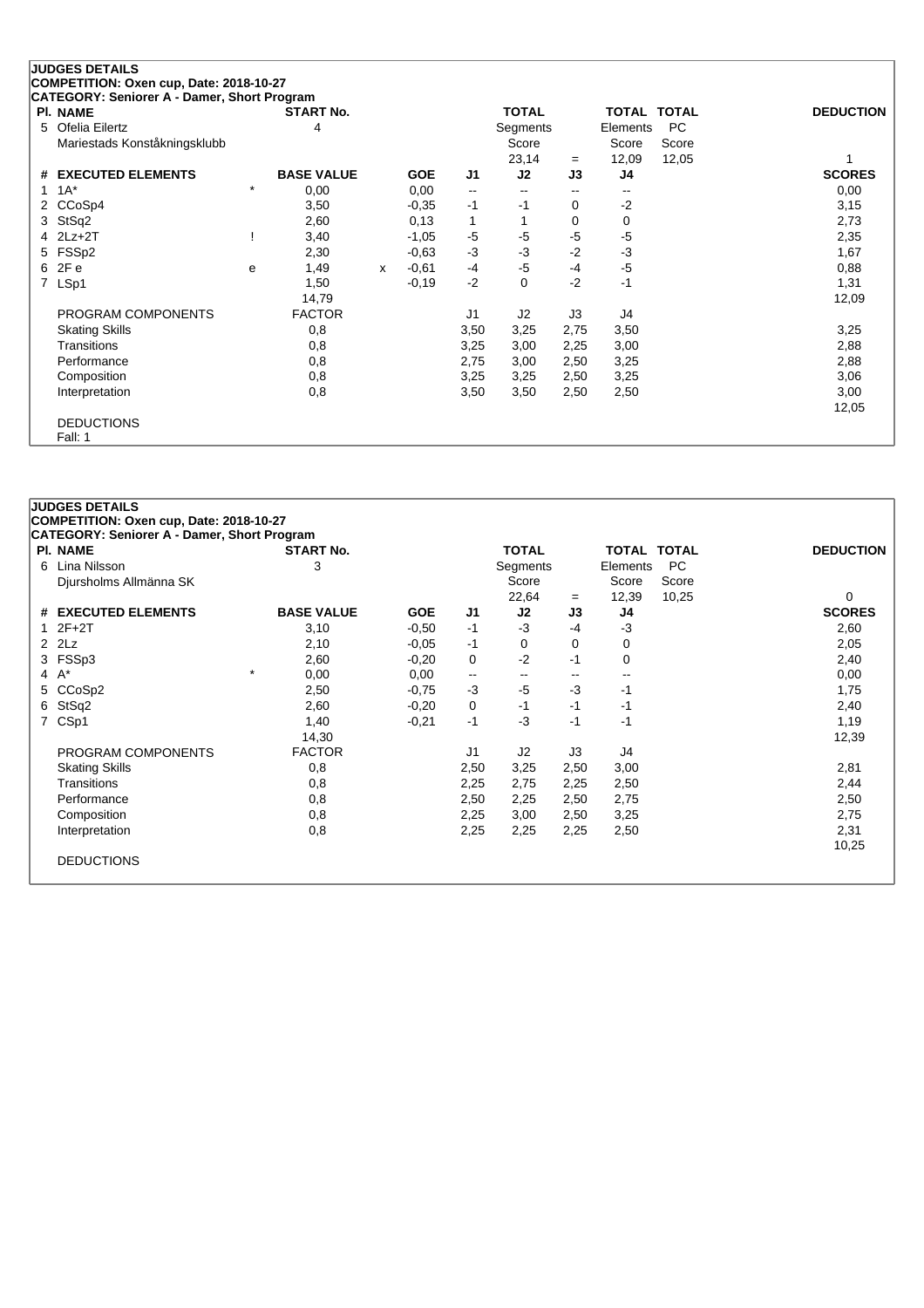## JUDGES DETAILS

**COMPETITION: Oxen cup, Date: 2018-10-27**

**CATEGORY: Seniorer A - Damer, Short Program**

| Pl. | NAME | START No. | TOTAL Segments Score | = | TOTAL Elements Score | TOTAL PC Score | DEDUCTION |
|---|---|---|---|---|---|---|---|
| 5 | Ofelia Eilertz<br>Mariestads Konståkningsklubb | 4 | 23,14 | = | 12,09 | 12,05 | 1 |

| # | EXECUTED ELEMENTS | | BASE VALUE | | GOE | J1 | J2 | J3 | J4 | SCORES |
|---|---|---|---|---|---|---|---|---|---|---|
| 1 | 1A* | * | 0,00 | | 0,00 | -- | -- | -- | -- | 0,00 |
| 2 | CCoSp4 | | 3,50 | | -0,35 | -1 | -1 | 0 | -2 | 3,15 |
| 3 | StSq2 | | 2,60 | | 0,13 | 1 | 1 | 0 | 0 | 2,73 |
| 4 | 2Lz+2T | ! | 3,40 | | -1,05 | -5 | -5 | -5 | -5 | 2,35 |
| 5 | FSSp2 | | 2,30 | | -0,63 | -3 | -3 | -2 | -3 | 1,67 |
| 6 | 2F e | e | 1,49 | x | -0,61 | -4 | -5 | -4 | -5 | 0,88 |
| 7 | LSp1 | | 1,50 | | -0,19 | -2 | 0 | -2 | -1 | 1,31 |
| | | | 14,79 | | | | | | | 12,09 |

| PROGRAM COMPONENTS | FACTOR | J1 | J2 | J3 | J4 | SCORES |
|---|---|---|---|---|---|---|
| Skating Skills | 0,8 | 3,50 | 3,25 | 2,75 | 3,50 | 3,25 |
| Transitions | 0,8 | 3,25 | 3,00 | 2,25 | 3,00 | 2,88 |
| Performance | 0,8 | 2,75 | 3,00 | 2,50 | 3,25 | 2,88 |
| Composition | 0,8 | 3,25 | 3,25 | 2,50 | 3,25 | 3,06 |
| Interpretation | 0,8 | 3,50 | 3,50 | 2,50 | 2,50 | 3,00 |
| | | | | | | 12,05 |

DEDUCTIONS

Fall: 1

## JUDGES DETAILS

**COMPETITION: Oxen cup, Date: 2018-10-27**

**CATEGORY: Seniorer A - Damer, Short Program**

| Pl. | NAME | START No. | TOTAL Segments Score | = | TOTAL Elements Score | TOTAL PC Score | DEDUCTION |
|---|---|---|---|---|---|---|---|
| 6 | Lina Nilsson<br>Djursholms Allmänna SK | 3 | 22,64 | = | 12,39 | 10,25 | 0 |

| # | EXECUTED ELEMENTS | | BASE VALUE | GOE | J1 | J2 | J3 | J4 | SCORES |
|---|---|---|---|---|---|---|---|---|---|
| 1 | 2F+2T | | 3,10 | -0,50 | -1 | -3 | -4 | -3 | 2,60 |
| 2 | 2Lz | | 2,10 | -0,05 | -1 | 0 | 0 | 0 | 2,05 |
| 3 | FSSp3 | | 2,60 | -0,20 | 0 | -2 | -1 | 0 | 2,40 |
| 4 | A* | * | 0,00 | 0,00 | -- | -- | -- | -- | 0,00 |
| 5 | CCoSp2 | | 2,50 | -0,75 | -3 | -5 | -3 | -1 | 1,75 |
| 6 | StSq2 | | 2,60 | -0,20 | 0 | -1 | -1 | -1 | 2,40 |
| 7 | CSp1 | | 1,40 | -0,21 | -1 | -3 | -1 | -1 | 1,19 |
| | | | 14,30 | | | | | | 12,39 |

| PROGRAM COMPONENTS | FACTOR | J1 | J2 | J3 | J4 | SCORES |
|---|---|---|---|---|---|---|
| Skating Skills | 0,8 | 2,50 | 3,25 | 2,50 | 3,00 | 2,81 |
| Transitions | 0,8 | 2,25 | 2,75 | 2,25 | 2,50 | 2,44 |
| Performance | 0,8 | 2,50 | 2,25 | 2,50 | 2,75 | 2,50 |
| Composition | 0,8 | 2,25 | 3,00 | 2,50 | 3,25 | 2,75 |
| Interpretation | 0,8 | 2,25 | 2,25 | 2,25 | 2,50 | 2,31 |
| | | | | | | 10,25 |

DEDUCTIONS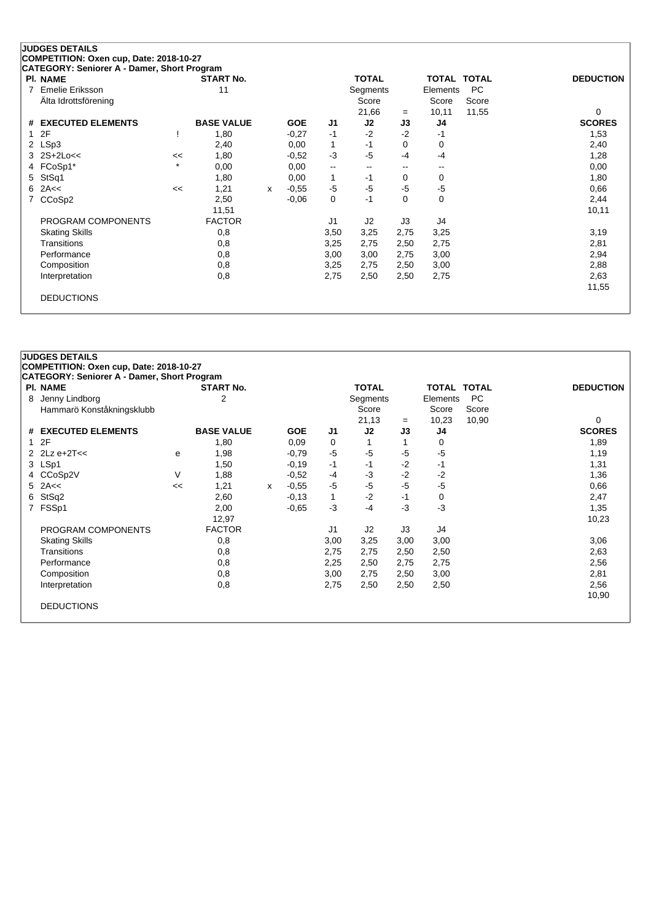## JUDGES DETAILS

**COMPETITION: Oxen cup, Date: 2018-10-27**

**CATEGORY: Seniorer A - Damer, Short Program**

| Pl. | NAME | START No. | TOTAL Segments Score | = | TOTAL Elements Score | TOTAL PC Score | DEDUCTION |
|---|---|---|---|---|---|---|---|
| 7 | Emelie Eriksson<br>Älta Idrottsförening | 11 | 21,66 | = | 10,11 | 11,55 | 0 |

| # | EXECUTED ELEMENTS | | BASE VALUE | | GOE | J1 | J2 | J3 | J4 | SCORES |
|---|---|---|---|---|---|---|---|---|---|---|
| 1 | 2F | ! | 1,80 | | -0,27 | -1 | -2 | -2 | -1 | 1,53 |
| 2 | LSp3 | | 2,40 | | 0,00 | 1 | -1 | 0 | 0 | 2,40 |
| 3 | 2S+2Lo<< | << | 1,80 | | -0,52 | -3 | -5 | -4 | -4 | 1,28 |
| 4 | FCoSp1* | * | 0,00 | | 0,00 | -- | -- | -- | -- | 0,00 |
| 5 | StSq1 | | 1,80 | | 0,00 | 1 | -1 | 0 | 0 | 1,80 |
| 6 | 2A<< | << | 1,21 | x | -0,55 | -5 | -5 | -5 | -5 | 0,66 |
| 7 | CCoSp2 | | 2,50 | | -0,06 | 0 | -1 | 0 | 0 | 2,44 |
| | | | 11,51 | | | | | | | 10,11 |

| PROGRAM COMPONENTS | FACTOR | J1 | J2 | J3 | J4 | |
|---|---|---|---|---|---|---|
| Skating Skills | 0,8 | 3,50 | 3,25 | 2,75 | 3,25 | 3,19 |
| Transitions | 0,8 | 3,25 | 2,75 | 2,50 | 2,75 | 2,81 |
| Performance | 0,8 | 3,00 | 3,00 | 2,75 | 3,00 | 2,94 |
| Composition | 0,8 | 3,25 | 2,75 | 2,50 | 3,00 | 2,88 |
| Interpretation | 0,8 | 2,75 | 2,50 | 2,50 | 2,75 | 2,63 |
| | | | | | | 11,55 |

DEDUCTIONS

## JUDGES DETAILS

**COMPETITION: Oxen cup, Date: 2018-10-27**

**CATEGORY: Seniorer A - Damer, Short Program**

| Pl. | NAME | START No. | TOTAL Segments Score | = | TOTAL Elements Score | TOTAL PC Score | DEDUCTION |
|---|---|---|---|---|---|---|---|
| 8 | Jenny Lindborg<br>Hammarö Konståkningsklubb | 2 | 21,13 | = | 10,23 | 10,90 | 0 |

| # | EXECUTED ELEMENTS | | BASE VALUE | | GOE | J1 | J2 | J3 | J4 | SCORES |
|---|---|---|---|---|---|---|---|---|---|---|
| 1 | 2F | | 1,80 | | 0,09 | 0 | 1 | 1 | 0 | 1,89 |
| 2 | 2Lz e+2T<< | e | 1,98 | | -0,79 | -5 | -5 | -5 | -5 | 1,19 |
| 3 | LSp1 | | 1,50 | | -0,19 | -1 | -1 | -2 | -1 | 1,31 |
| 4 | CCoSp2V | V | 1,88 | | -0,52 | -4 | -3 | -2 | -2 | 1,36 |
| 5 | 2A<< | << | 1,21 | x | -0,55 | -5 | -5 | -5 | -5 | 0,66 |
| 6 | StSq2 | | 2,60 | | -0,13 | 1 | -2 | -1 | 0 | 2,47 |
| 7 | FSSp1 | | 2,00 | | -0,65 | -3 | -4 | -3 | -3 | 1,35 |
| | | | 12,97 | | | | | | | 10,23 |

| PROGRAM COMPONENTS | FACTOR | J1 | J2 | J3 | J4 | |
|---|---|---|---|---|---|---|
| Skating Skills | 0,8 | 3,00 | 3,25 | 3,00 | 3,00 | 3,06 |
| Transitions | 0,8 | 2,75 | 2,75 | 2,50 | 2,50 | 2,63 |
| Performance | 0,8 | 2,25 | 2,50 | 2,75 | 2,75 | 2,56 |
| Composition | 0,8 | 3,00 | 2,75 | 2,50 | 3,00 | 2,81 |
| Interpretation | 0,8 | 2,75 | 2,50 | 2,50 | 2,50 | 2,56 |
| | | | | | | 10,90 |

DEDUCTIONS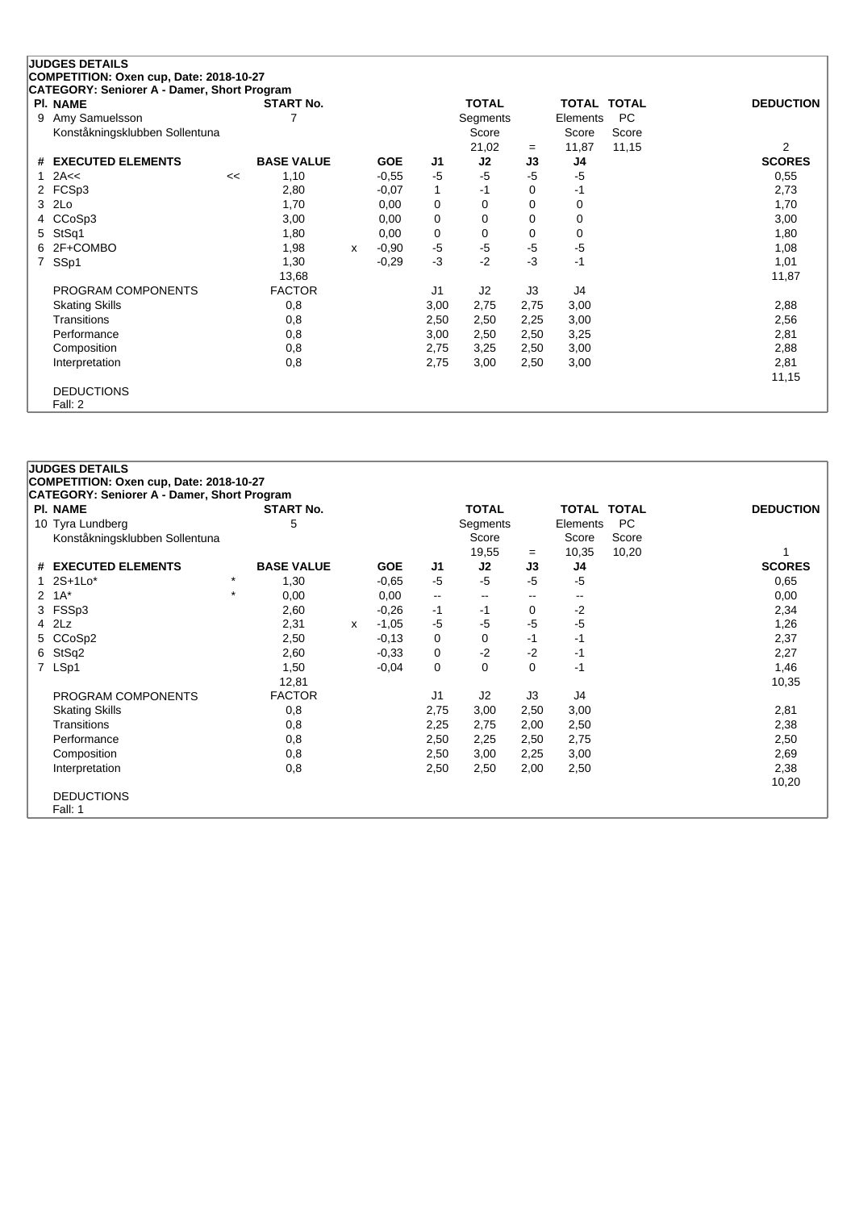## JUDGES DETAILS

**COMPETITION: Oxen cup, Date: 2018-10-27**

**CATEGORY: Seniorer A - Damer, Short Program**

| Pl. | NAME | START No. | TOTAL Segments Score | = | TOTAL Elements Score | TOTAL PC Score | DEDUCTION |
|---|---|---|---|---|---|---|---|
| 9 | Amy Samuelsson<br>Konståkningsklubben Sollentuna | 7 | 21,02 | = | 11,87 | 11,15 | 2 |

| # | EXECUTED ELEMENTS | | BASE VALUE | | GOE | J1 | J2 | J3 | J4 | SCORES |
|---|---|---|---|---|---|---|---|---|---|---|
| 1 | 2A<< | << | 1,10 | | -0,55 | -5 | -5 | -5 | -5 | 0,55 |
| 2 | FCSp3 | | 2,80 | | -0,07 | 1 | -1 | 0 | -1 | 2,73 |
| 3 | 2Lo | | 1,70 | | 0,00 | 0 | 0 | 0 | 0 | 1,70 |
| 4 | CCoSp3 | | 3,00 | | 0,00 | 0 | 0 | 0 | 0 | 3,00 |
| 5 | StSq1 | | 1,80 | | 0,00 | 0 | 0 | 0 | 0 | 1,80 |
| 6 | 2F+COMBO | | 1,98 | x | -0,90 | -5 | -5 | -5 | -5 | 1,08 |
| 7 | SSp1 | | 1,30 | | -0,29 | -3 | -2 | -3 | -1 | 1,01 |
| | | | 13,68 | | | | | | | 11,87 |

| PROGRAM COMPONENTS | FACTOR | J1 | J2 | J3 | J4 | |
|---|---|---|---|---|---|---|
| Skating Skills | 0,8 | 3,00 | 2,75 | 2,75 | 3,00 | 2,88 |
| Transitions | 0,8 | 2,50 | 2,50 | 2,25 | 3,00 | 2,56 |
| Performance | 0,8 | 3,00 | 2,50 | 2,50 | 3,25 | 2,81 |
| Composition | 0,8 | 2,75 | 3,25 | 2,50 | 3,00 | 2,88 |
| Interpretation | 0,8 | 2,75 | 3,00 | 2,50 | 3,00 | 2,81 |
| | | | | | | 11,15 |

DEDUCTIONS
Fall: 2

## JUDGES DETAILS

**COMPETITION: Oxen cup, Date: 2018-10-27**

**CATEGORY: Seniorer A - Damer, Short Program**

| Pl. | NAME | START No. | TOTAL Segments Score | = | TOTAL Elements Score | TOTAL PC Score | DEDUCTION |
|---|---|---|---|---|---|---|---|
| 10 | Tyra Lundberg<br>Konståkningsklubben Sollentuna | 5 | 19,55 | = | 10,35 | 10,20 | 1 |

| # | EXECUTED ELEMENTS | | BASE VALUE | | GOE | J1 | J2 | J3 | J4 | SCORES |
|---|---|---|---|---|---|---|---|---|---|---|
| 1 | 2S+1Lo* | * | 1,30 | | -0,65 | -5 | -5 | -5 | -5 | 0,65 |
| 2 | 1A* | * | 0,00 | | 0,00 | -- | -- | -- | -- | 0,00 |
| 3 | FSSp3 | | 2,60 | | -0,26 | -1 | -1 | 0 | -2 | 2,34 |
| 4 | 2Lz | | 2,31 | x | -1,05 | -5 | -5 | -5 | -5 | 1,26 |
| 5 | CCoSp2 | | 2,50 | | -0,13 | 0 | 0 | -1 | -1 | 2,37 |
| 6 | StSq2 | | 2,60 | | -0,33 | 0 | -2 | -2 | -1 | 2,27 |
| 7 | LSp1 | | 1,50 | | -0,04 | 0 | 0 | 0 | -1 | 1,46 |
| | | | 12,81 | | | | | | | 10,35 |

| PROGRAM COMPONENTS | FACTOR | J1 | J2 | J3 | J4 | |
|---|---|---|---|---|---|---|
| Skating Skills | 0,8 | 2,75 | 3,00 | 2,50 | 3,00 | 2,81 |
| Transitions | 0,8 | 2,25 | 2,75 | 2,00 | 2,50 | 2,38 |
| Performance | 0,8 | 2,50 | 2,25 | 2,50 | 2,75 | 2,50 |
| Composition | 0,8 | 2,50 | 3,00 | 2,25 | 3,00 | 2,69 |
| Interpretation | 0,8 | 2,50 | 2,50 | 2,00 | 2,50 | 2,38 |
| | | | | | | 10,20 |

DEDUCTIONS
Fall: 1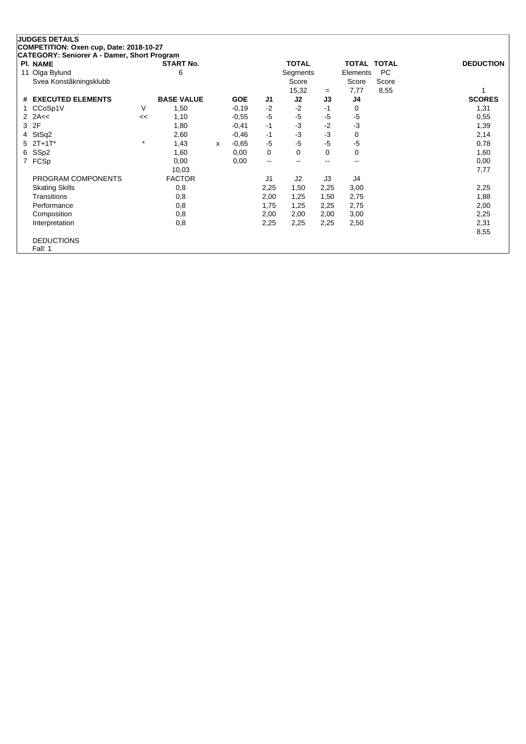**JUDGES DETAILS**

**COMPETITION: Oxen cup, Date: 2018-10-27**

**CATEGORY: Seniorer A - Damer, Short Program**

| Pl. NAME | START No. | TOTAL Segments Score | | TOTAL Elements Score | TOTAL PC Score | DEDUCTION |
|---|---|---|---|---|---|---|
| 11 Olga Bylund<br>Svea Konståkningsklubb | 6 | 15,32 | = | 7,77 | 8,55 | 1 |

| # | EXECUTED ELEMENTS | | BASE VALUE | | GOE | J1 | J2 | J3 | J4 | SCORES |
|---|---|---|---|---|---|---|---|---|---|---|
| 1 | CCoSp1V | V | 1,50 | | -0,19 | -2 | -2 | -1 | 0 | 1,31 |
| 2 | 2A<< | << | 1,10 | | -0,55 | -5 | -5 | -5 | -5 | 0,55 |
| 3 | 2F | | 1,80 | | -0,41 | -1 | -3 | -2 | -3 | 1,39 |
| 4 | StSq2 | | 2,60 | | -0,46 | -1 | -3 | -3 | 0 | 2,14 |
| 5 | 2T+1T* | * | 1,43 | x | -0,65 | -5 | -5 | -5 | -5 | 0,78 |
| 6 | SSp2 | | 1,60 | | 0,00 | 0 | 0 | 0 | 0 | 1,60 |
| 7 | FCSp | | 0,00 | | 0,00 | -- | -- | -- | -- | 0,00 |
| | | | 10,03 | | | | | | | 7,77 |

| PROGRAM COMPONENTS | FACTOR | J1 | J2 | J3 | J4 | |
|---|---|---|---|---|---|---|
| Skating Skills | 0,8 | 2,25 | 1,50 | 2,25 | 3,00 | 2,25 |
| Transitions | 0,8 | 2,00 | 1,25 | 1,50 | 2,75 | 1,88 |
| Performance | 0,8 | 1,75 | 1,25 | 2,25 | 2,75 | 2,00 |
| Composition | 0,8 | 2,00 | 2,00 | 2,00 | 3,00 | 2,25 |
| Interpretation | 0,8 | 2,25 | 2,25 | 2,25 | 2,50 | 2,31 |
| | | | | | | 8,55 |

DEDUCTIONS

Fall: 1